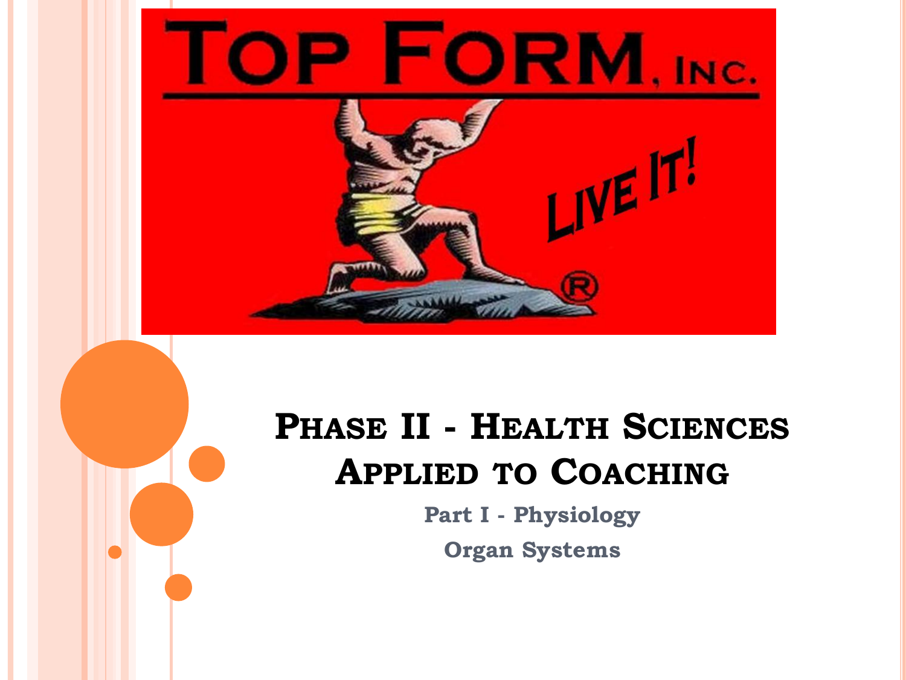# Phase II - Health Sciences Applied to Coaching

## Part I - Physiology

## Organ Systems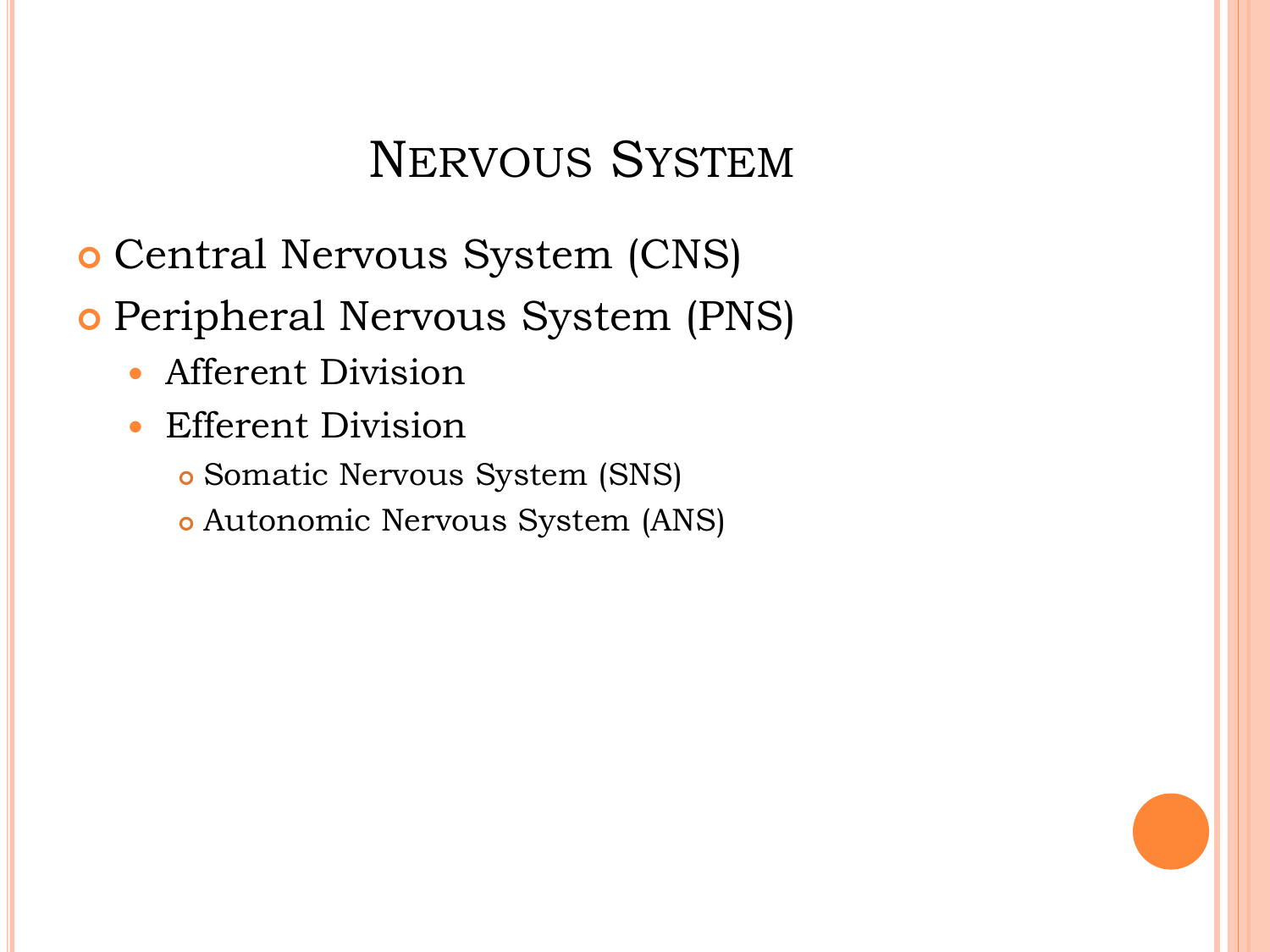# Nervous System

- Central Nervous System (CNS)
- Peripheral Nervous System (PNS)
  - Afferent Division
  - Efferent Division
    - Somatic Nervous System (SNS)
    - Autonomic Nervous System (ANS)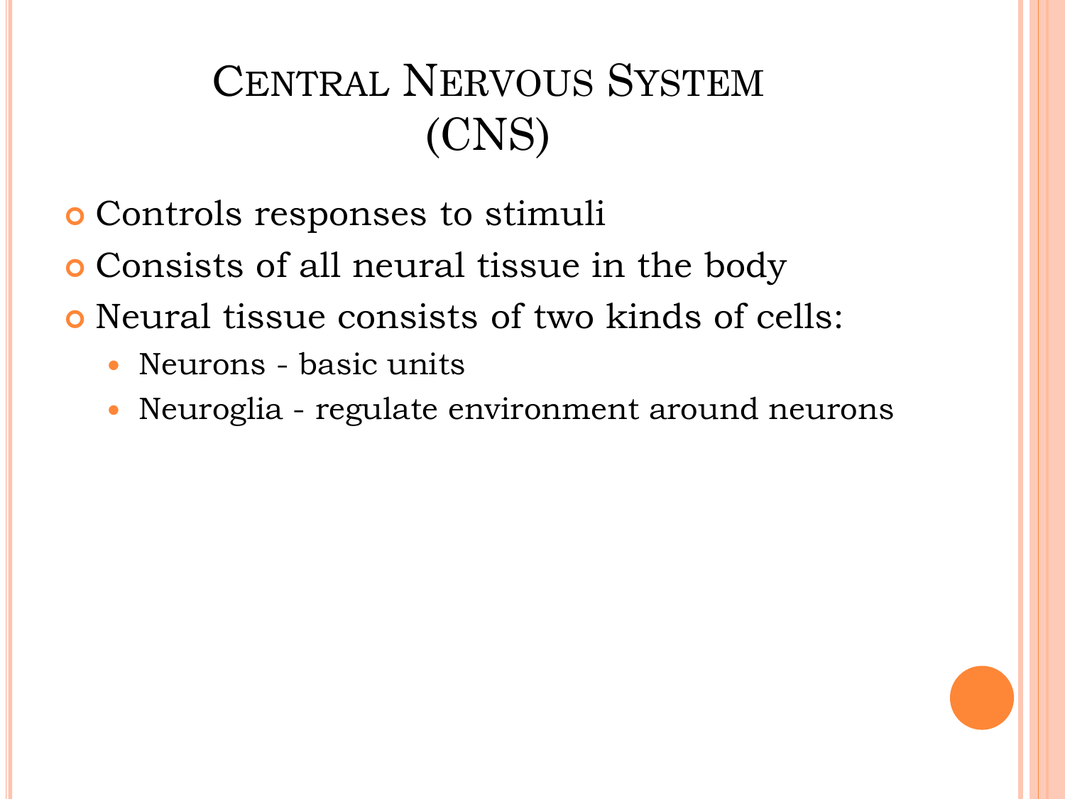# Central Nervous System (CNS)

- Controls responses to stimuli
- Consists of all neural tissue in the body
- Neural tissue consists of two kinds of cells:
  - Neurons - basic units
  - Neuroglia - regulate environment around neurons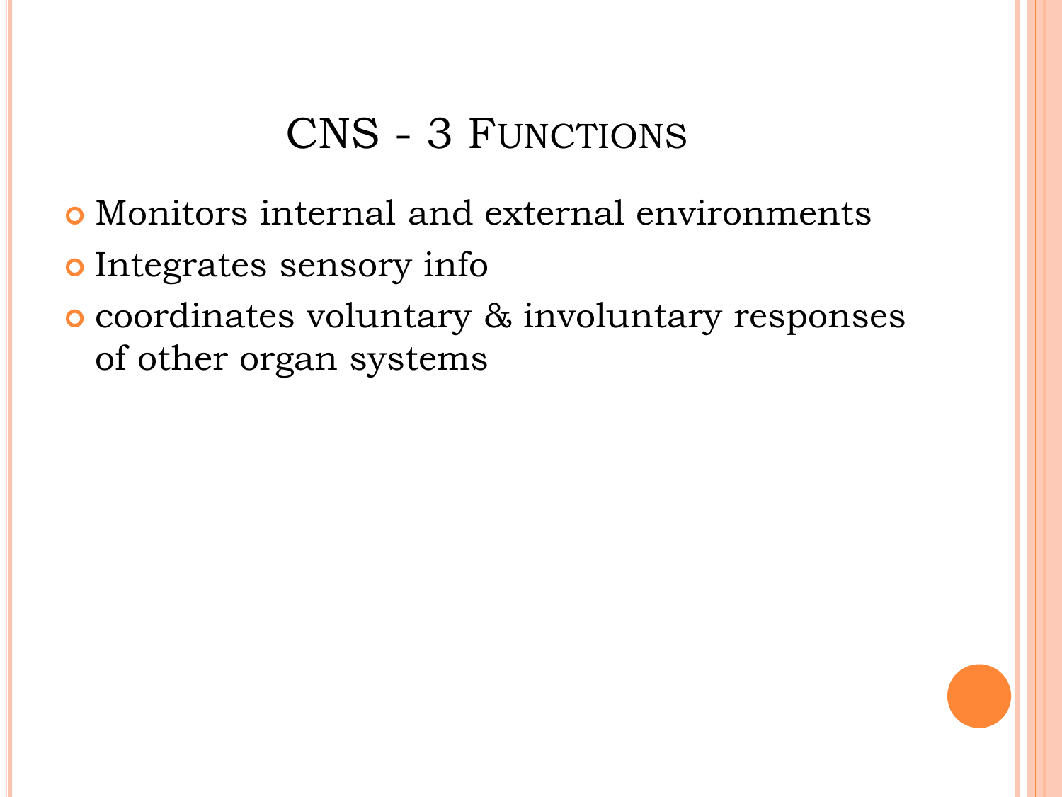# CNS - 3 Functions

- Monitors internal and external environments
- Integrates sensory info
- coordinates voluntary & involuntary responses of other organ systems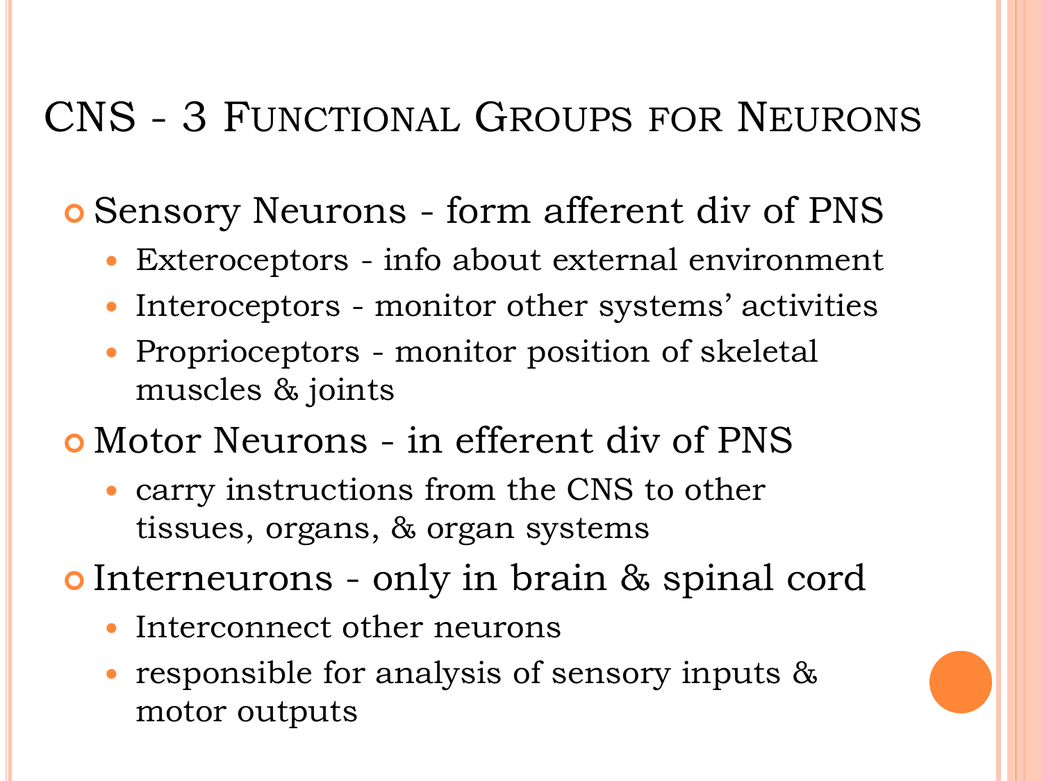# CNS - 3 Functional Groups for Neurons

- Sensory Neurons - form afferent div of PNS
  - Exteroceptors - info about external environment
  - Interoceptors - monitor other systems' activities
  - Proprioceptors - monitor position of skeletal muscles & joints
- Motor Neurons - in efferent div of PNS
  - carry instructions from the CNS to other tissues, organs, & organ systems
- Interneurons - only in brain & spinal cord
  - Interconnect other neurons
  - responsible for analysis of sensory inputs & motor outputs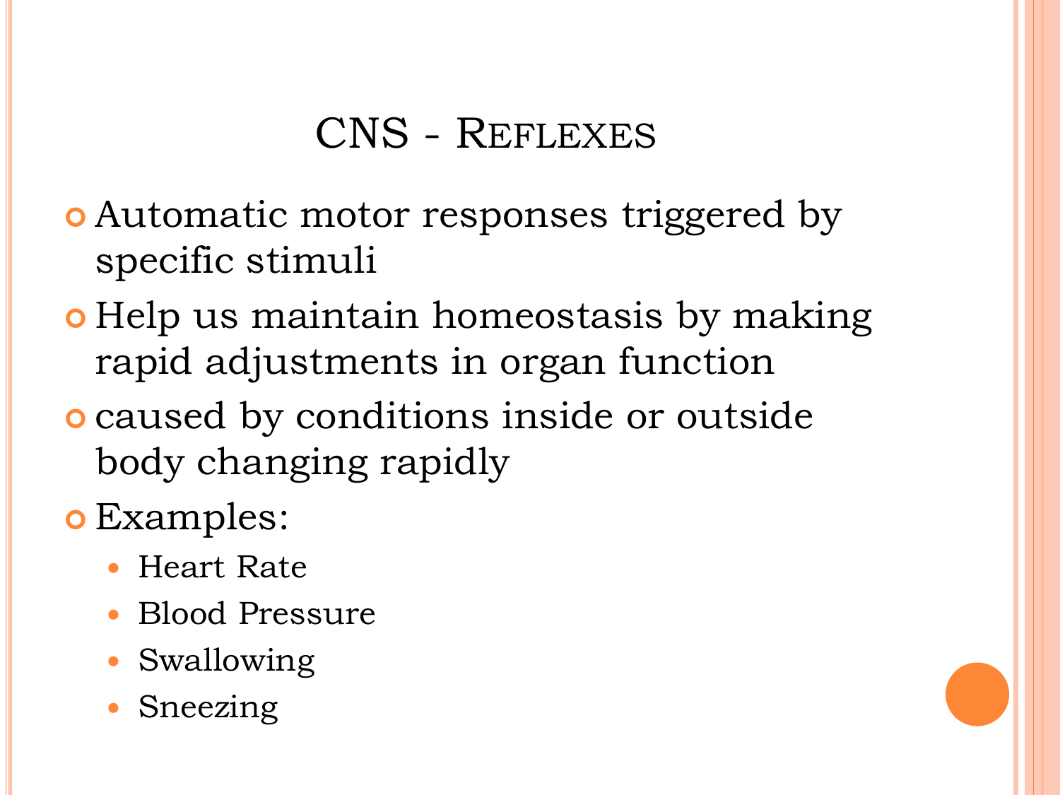# CNS - Reflexes

- Automatic motor responses triggered by specific stimuli
- Help us maintain homeostasis by making rapid adjustments in organ function
- caused by conditions inside or outside body changing rapidly
- Examples:
  - Heart Rate
  - Blood Pressure
  - Swallowing
  - Sneezing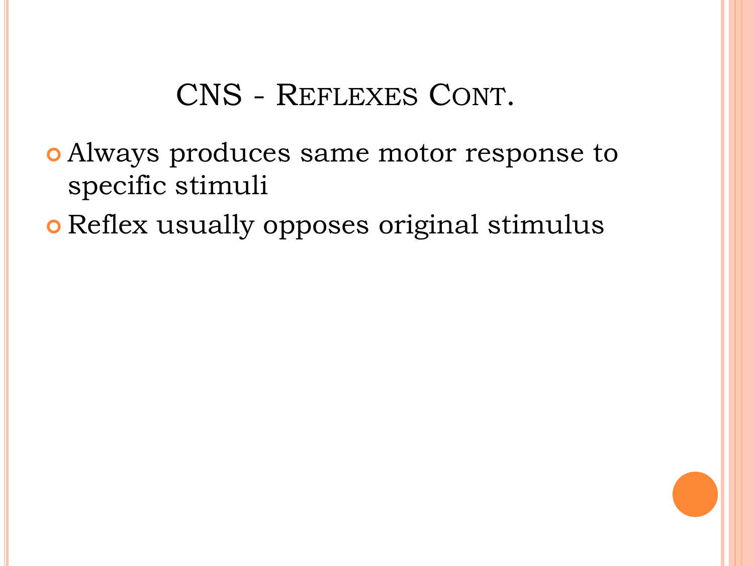# CNS - Reflexes Cont.

- Always produces same motor response to specific stimuli
- Reflex usually opposes original stimulus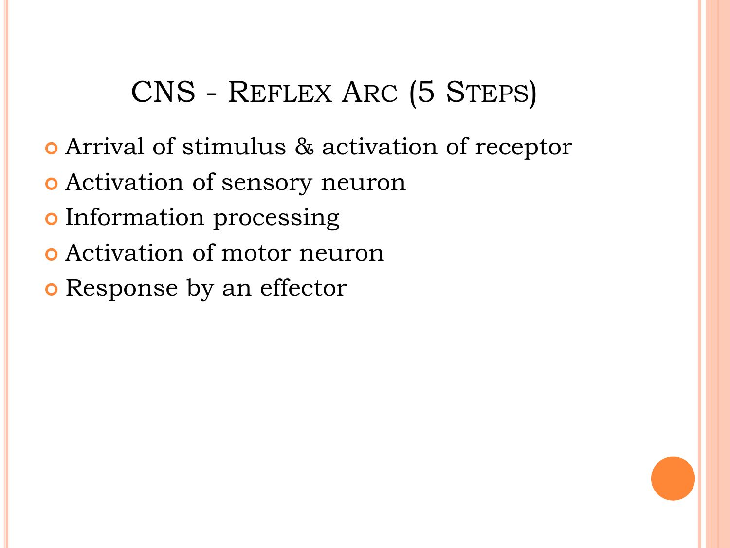# CNS - Reflex Arc (5 Steps)

- Arrival of stimulus & activation of receptor
- Activation of sensory neuron
- Information processing
- Activation of motor neuron
- Response by an effector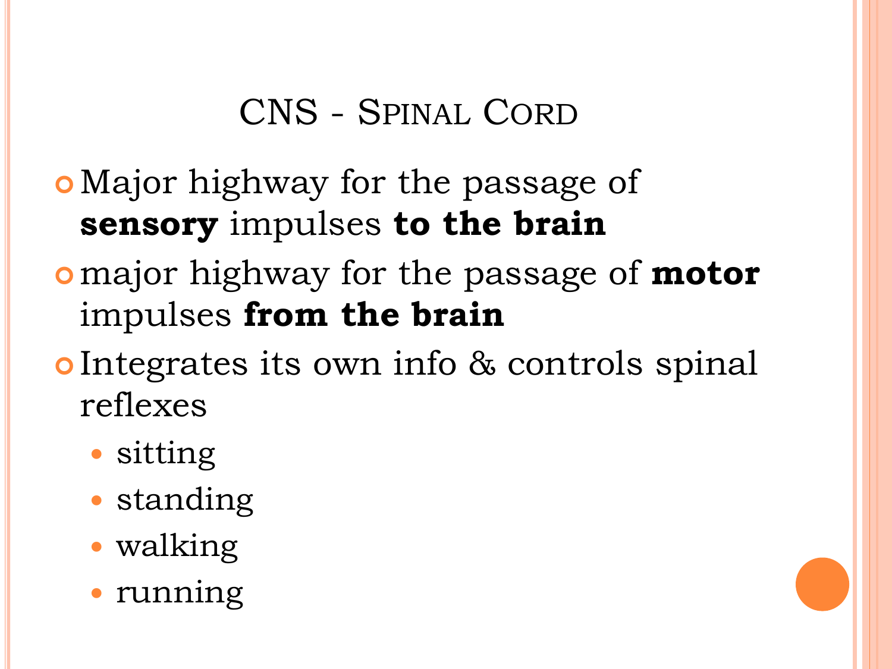# CNS - Spinal Cord

- Major highway for the passage of **sensory** impulses **to the brain**
- major highway for the passage of **motor** impulses **from the brain**
- Integrates its own info & controls spinal reflexes
  - sitting
  - standing
  - walking
  - running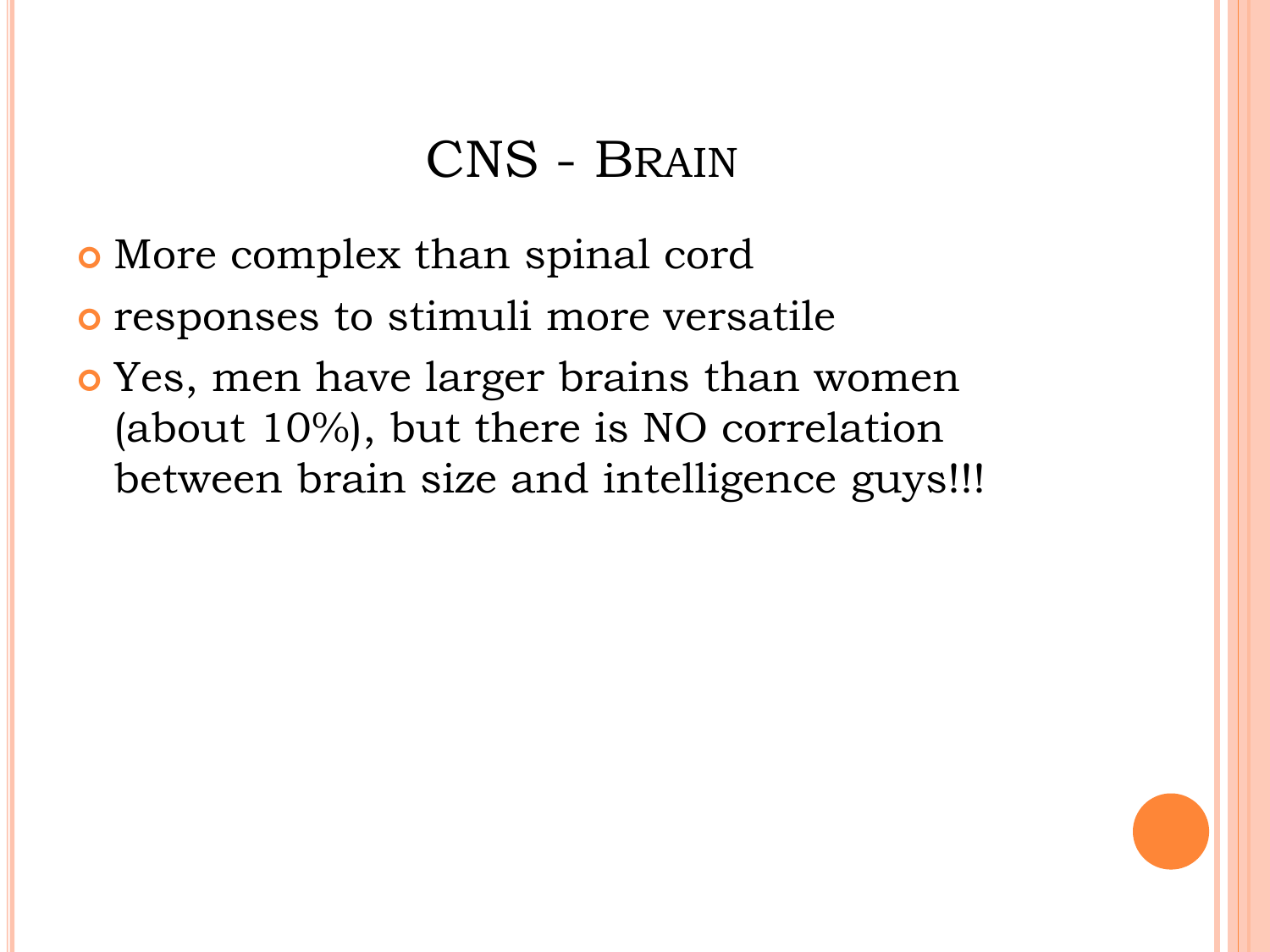# CNS - Brain

- More complex than spinal cord
- responses to stimuli more versatile
- Yes, men have larger brains than women (about 10%), but there is NO correlation between brain size and intelligence guys!!!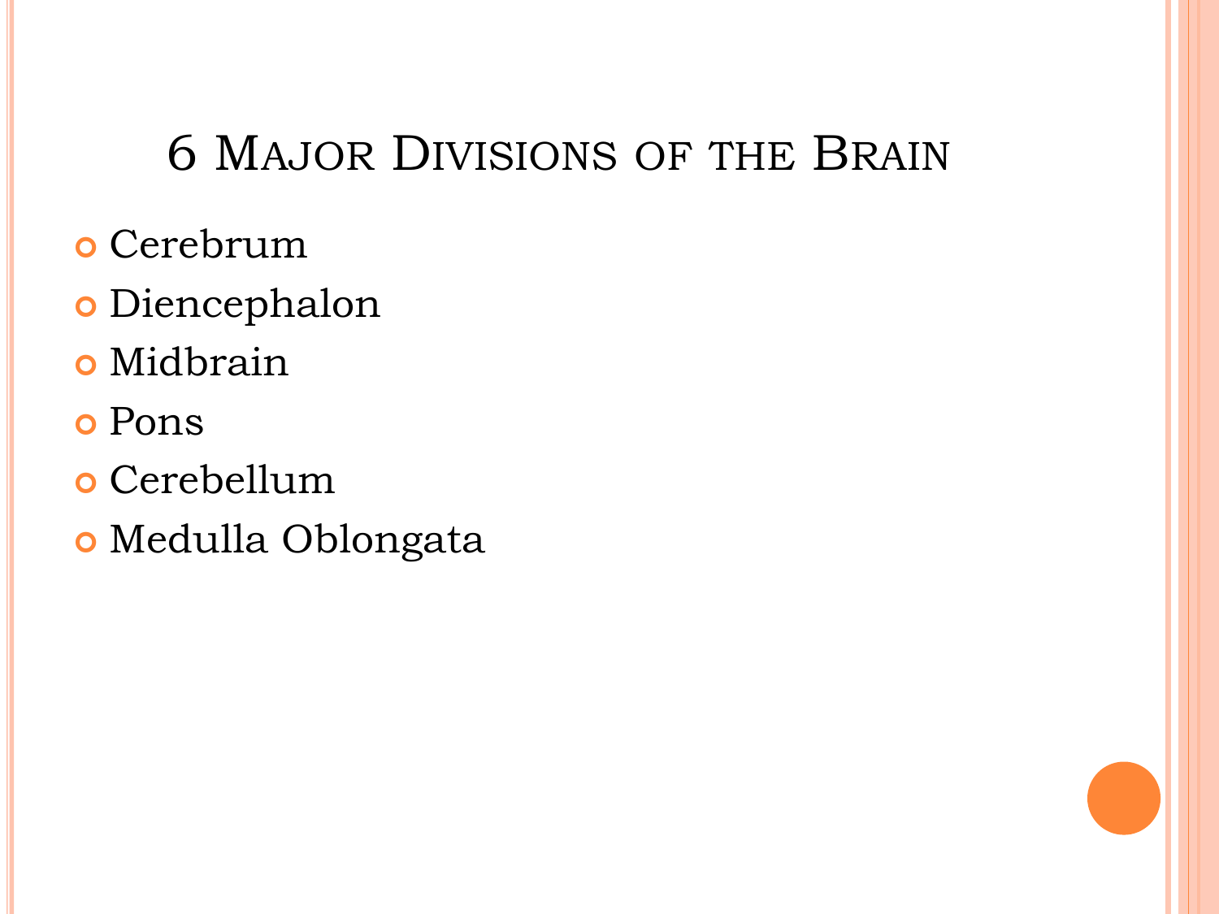# 6 Major Divisions of the Brain

- Cerebrum
- Diencephalon
- Midbrain
- Pons
- Cerebellum
- Medulla Oblongata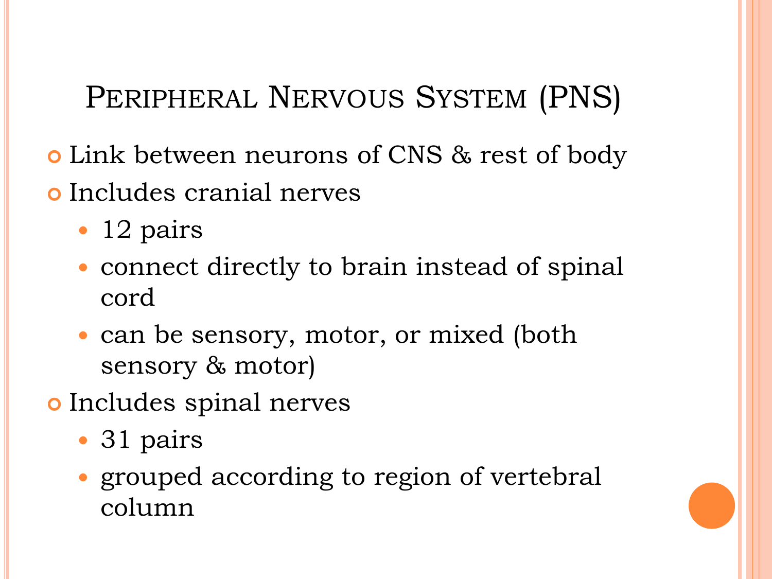# Peripheral Nervous System (PNS)

- Link between neurons of CNS & rest of body
- Includes cranial nerves
  - 12 pairs
  - connect directly to brain instead of spinal cord
  - can be sensory, motor, or mixed (both sensory & motor)
- Includes spinal nerves
  - 31 pairs
  - grouped according to region of vertebral column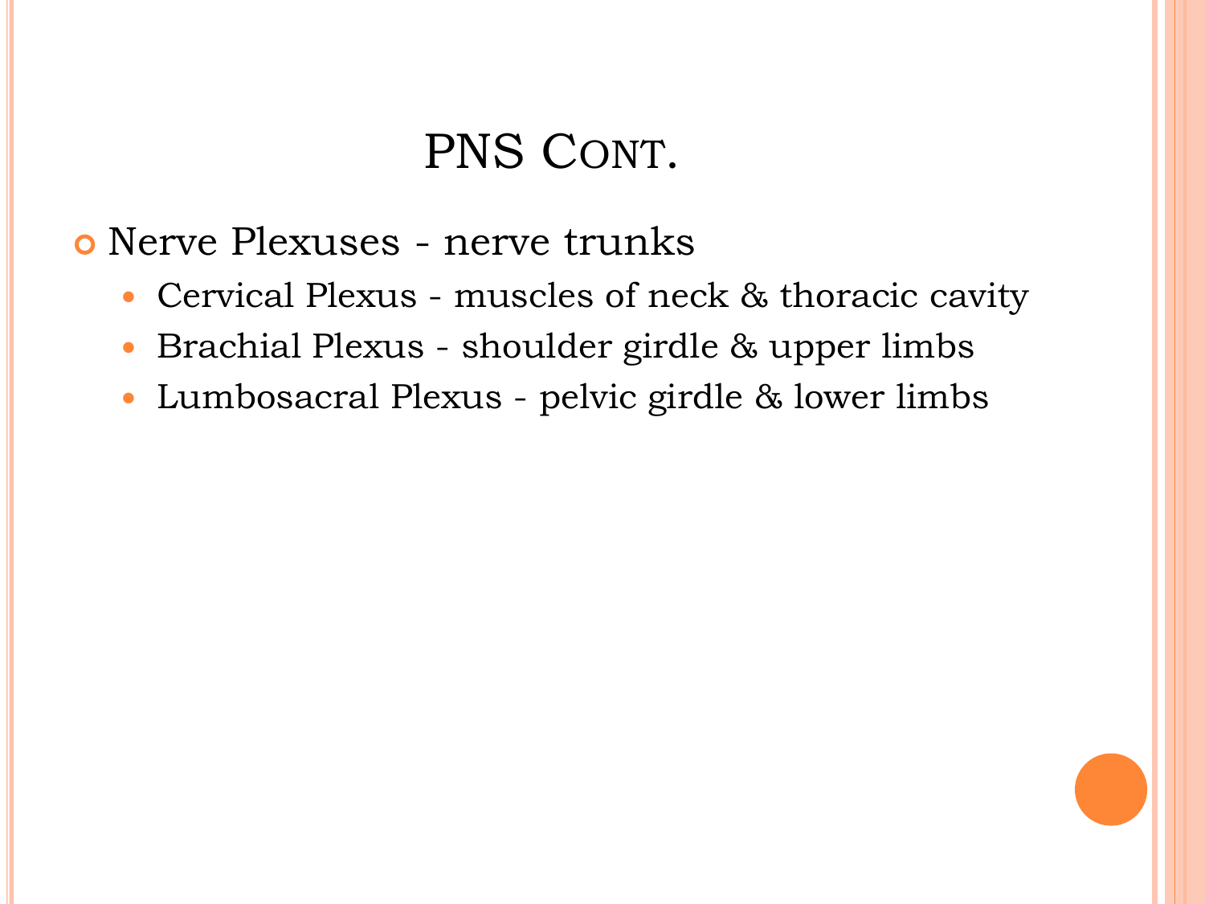# PNS Cont.

- Nerve Plexuses - nerve trunks
  - Cervical Plexus - muscles of neck & thoracic cavity
  - Brachial Plexus - shoulder girdle & upper limbs
  - Lumbosacral Plexus - pelvic girdle & lower limbs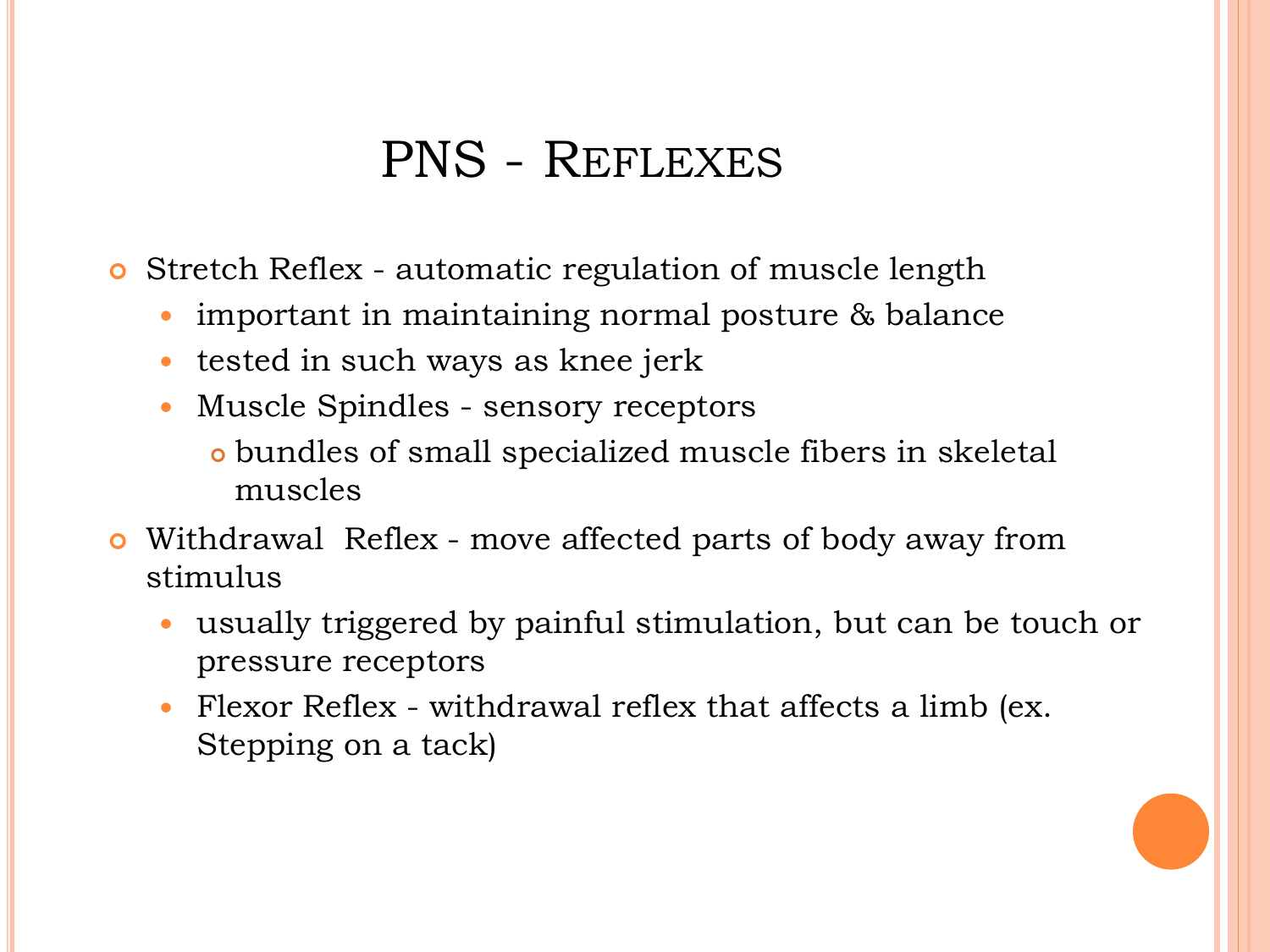# PNS - Reflexes

- Stretch Reflex - automatic regulation of muscle length
  - important in maintaining normal posture & balance
  - tested in such ways as knee jerk
  - Muscle Spindles - sensory receptors
    - bundles of small specialized muscle fibers in skeletal muscles
- Withdrawal Reflex - move affected parts of body away from stimulus
  - usually triggered by painful stimulation, but can be touch or pressure receptors
  - Flexor Reflex - withdrawal reflex that affects a limb (ex. Stepping on a tack)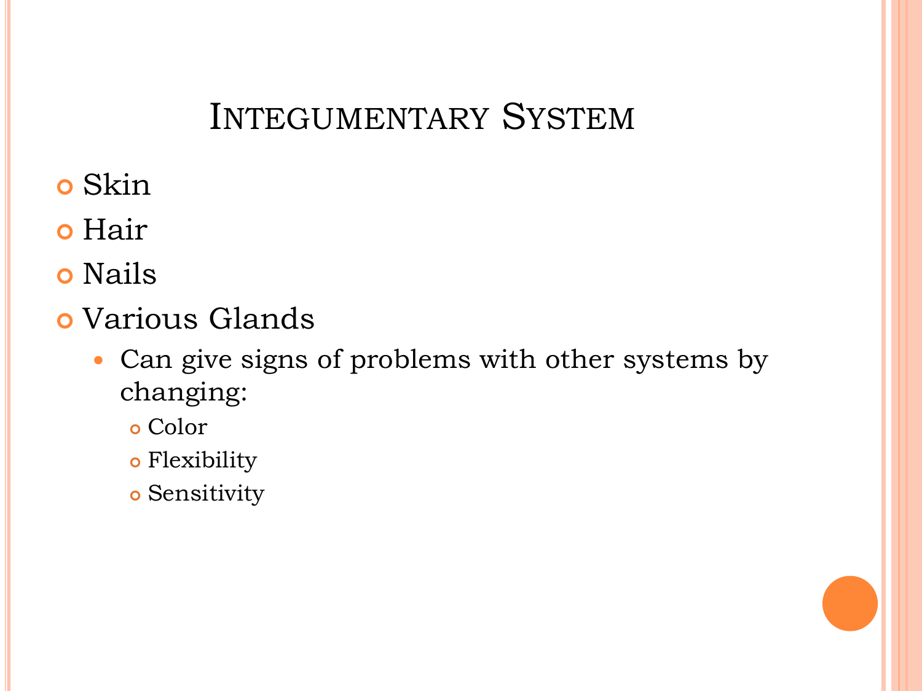# Integumentary System

- Skin
- Hair
- Nails
- Various Glands
  - Can give signs of problems with other systems by changing:
    - Color
    - Flexibility
    - Sensitivity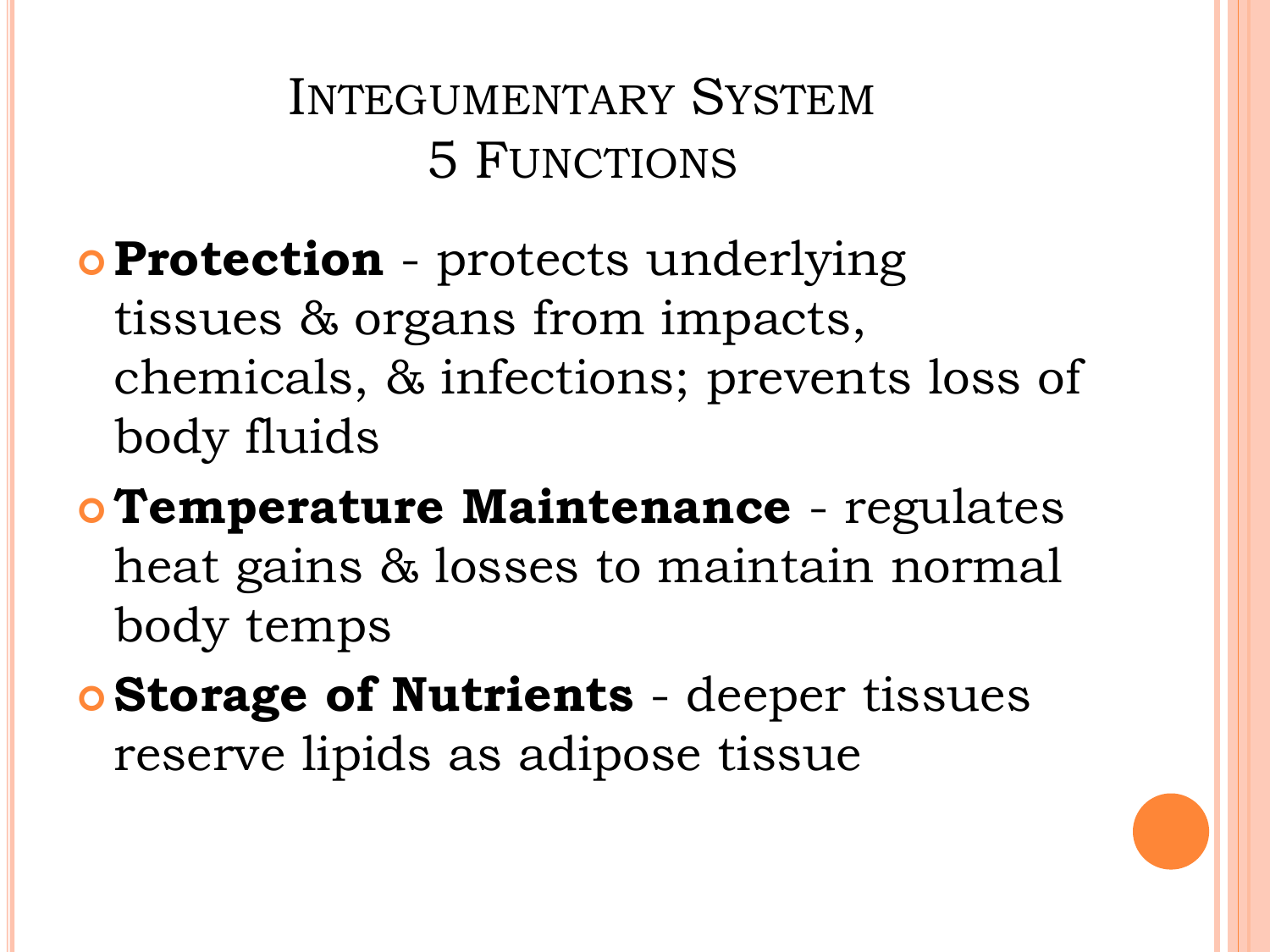# Integumentary System
# 5 Functions

- **Protection** - protects underlying tissues & organs from impacts, chemicals, & infections; prevents loss of body fluids
- **Temperature Maintenance** - regulates heat gains & losses to maintain normal body temps
- **Storage of Nutrients** - deeper tissues reserve lipids as adipose tissue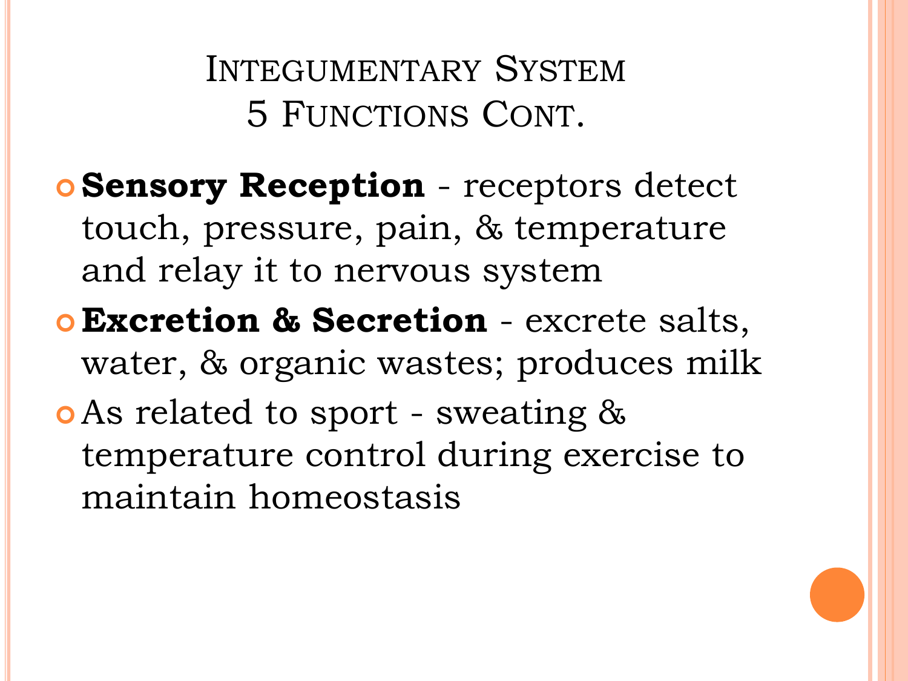# Integumentary System 5 Functions Cont.

- **Sensory Reception** - receptors detect touch, pressure, pain, & temperature and relay it to nervous system
- **Excretion & Secretion** - excrete salts, water, & organic wastes; produces milk
- As related to sport - sweating & temperature control during exercise to maintain homeostasis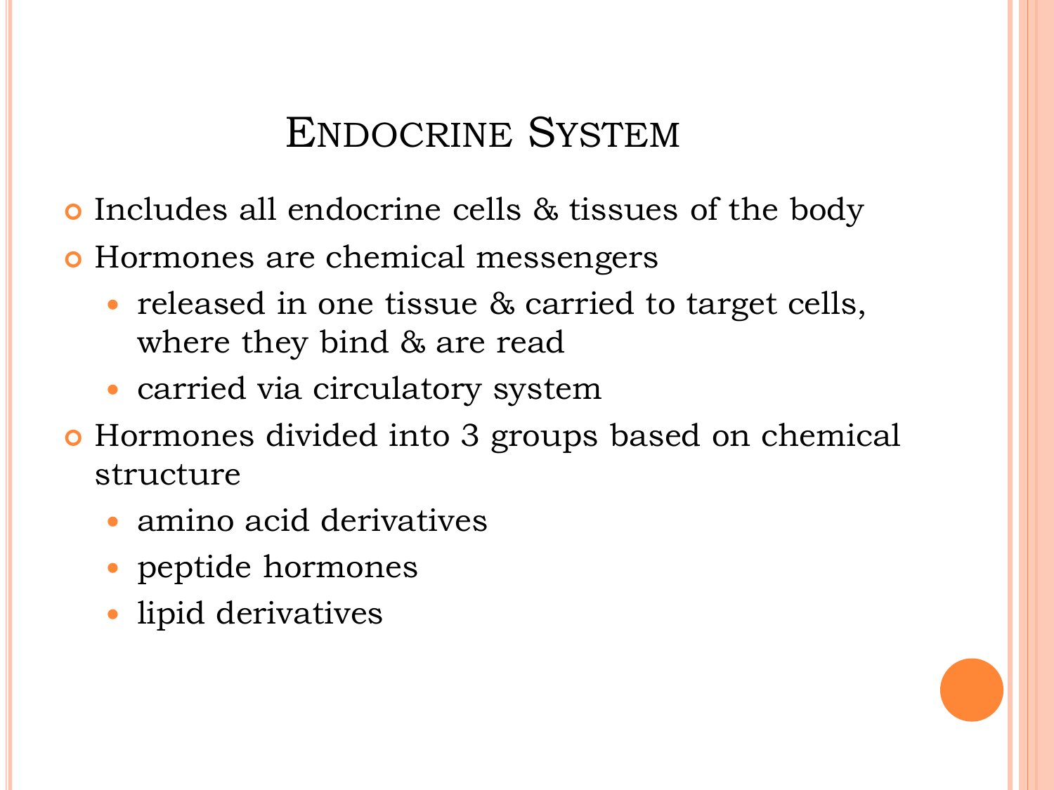# Endocrine System

- Includes all endocrine cells & tissues of the body
- Hormones are chemical messengers
  - released in one tissue & carried to target cells, where they bind & are read
  - carried via circulatory system
- Hormones divided into 3 groups based on chemical structure
  - amino acid derivatives
  - peptide hormones
  - lipid derivatives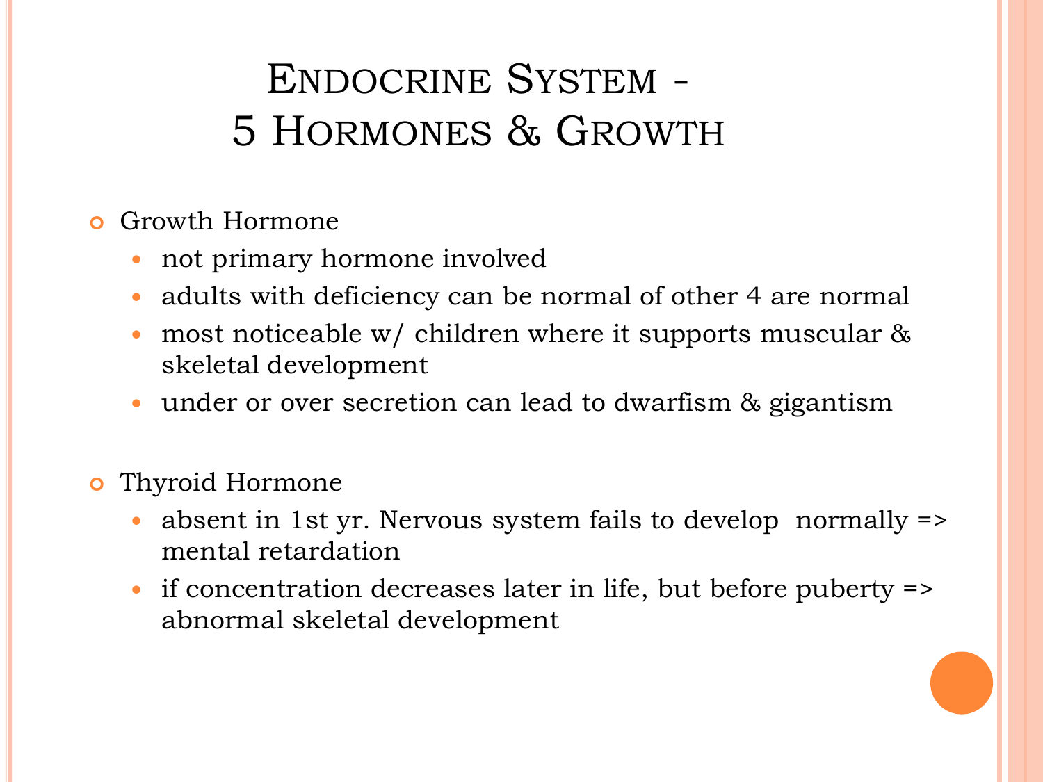# Endocrine System - 5 Hormones & Growth

- Growth Hormone
  - not primary hormone involved
  - adults with deficiency can be normal of other 4 are normal
  - most noticeable w/ children where it supports muscular & skeletal development
  - under or over secretion can lead to dwarfism & gigantism

- Thyroid Hormone
  - absent in 1st yr. Nervous system fails to develop normally => mental retardation
  - if concentration decreases later in life, but before puberty => abnormal skeletal development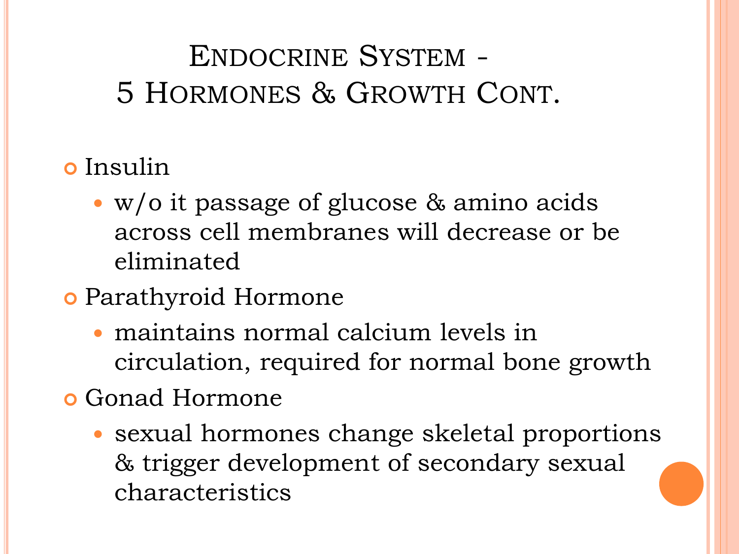# Endocrine System - 5 Hormones & Growth Cont.

- Insulin
  - w/o it passage of glucose & amino acids across cell membranes will decrease or be eliminated
- Parathyroid Hormone
  - maintains normal calcium levels in circulation, required for normal bone growth
- Gonad Hormone
  - sexual hormones change skeletal proportions & trigger development of secondary sexual characteristics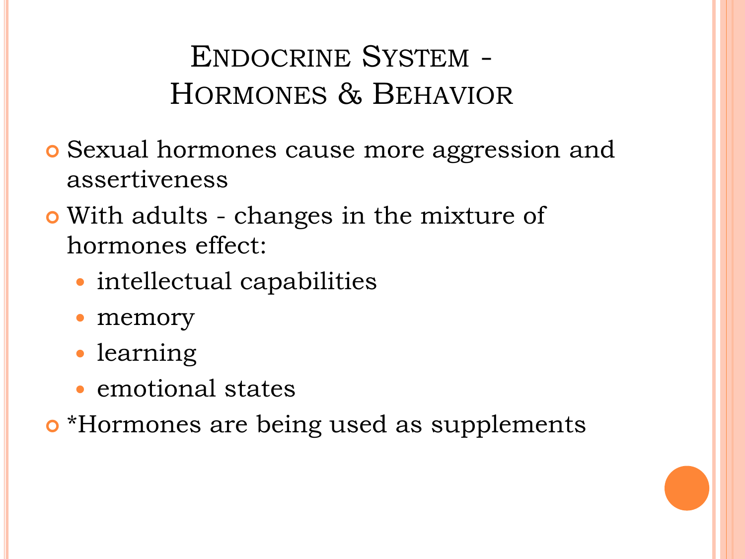# Endocrine System - Hormones & Behavior

- Sexual hormones cause more aggression and assertiveness
- With adults - changes in the mixture of hormones effect:
  - intellectual capabilities
  - memory
  - learning
  - emotional states
- *Hormones are being used as supplements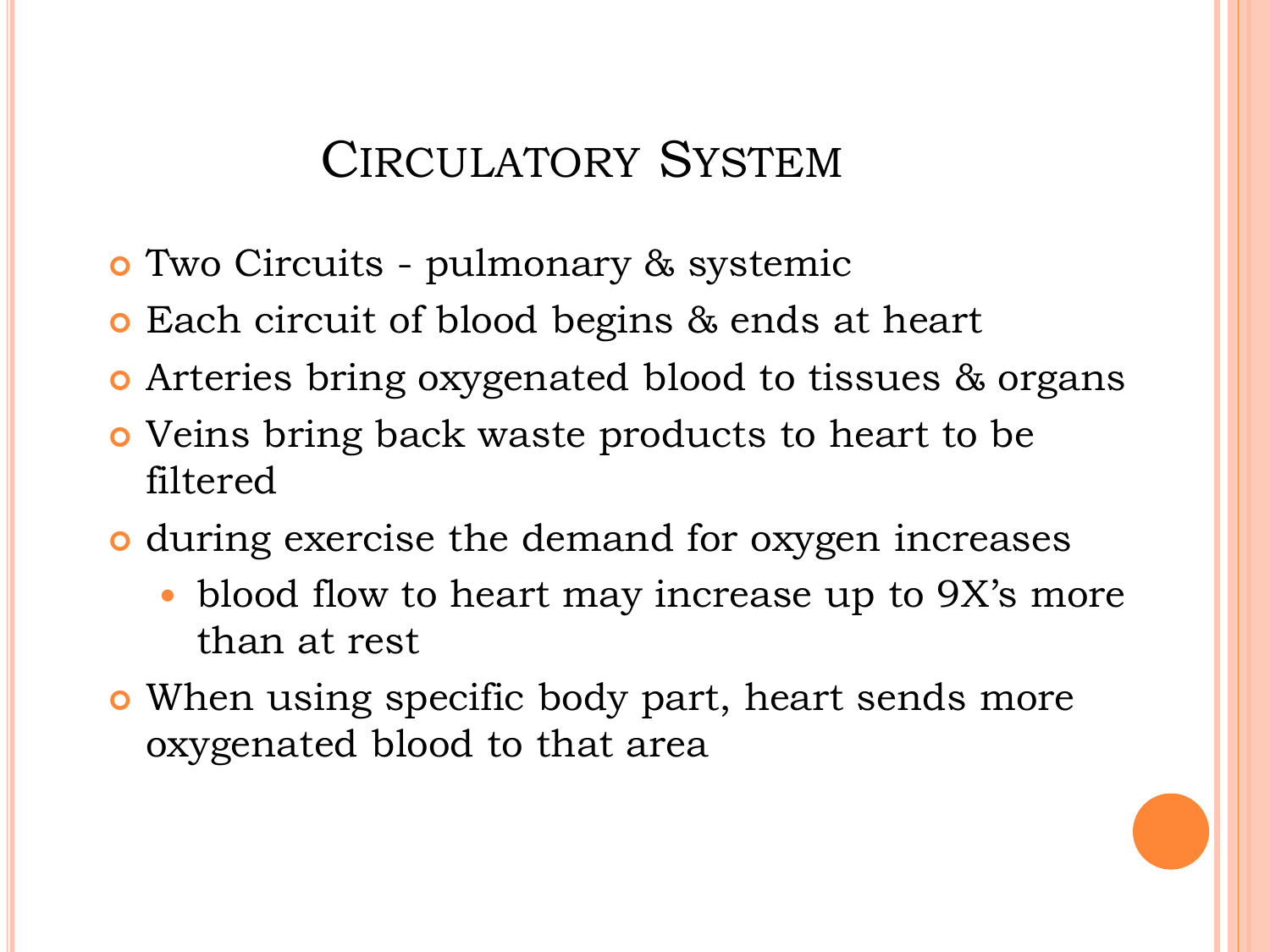# Circulatory System

- Two Circuits - pulmonary & systemic
- Each circuit of blood begins & ends at heart
- Arteries bring oxygenated blood to tissues & organs
- Veins bring back waste products to heart to be filtered
- during exercise the demand for oxygen increases
  - blood flow to heart may increase up to 9X's more than at rest
- When using specific body part, heart sends more oxygenated blood to that area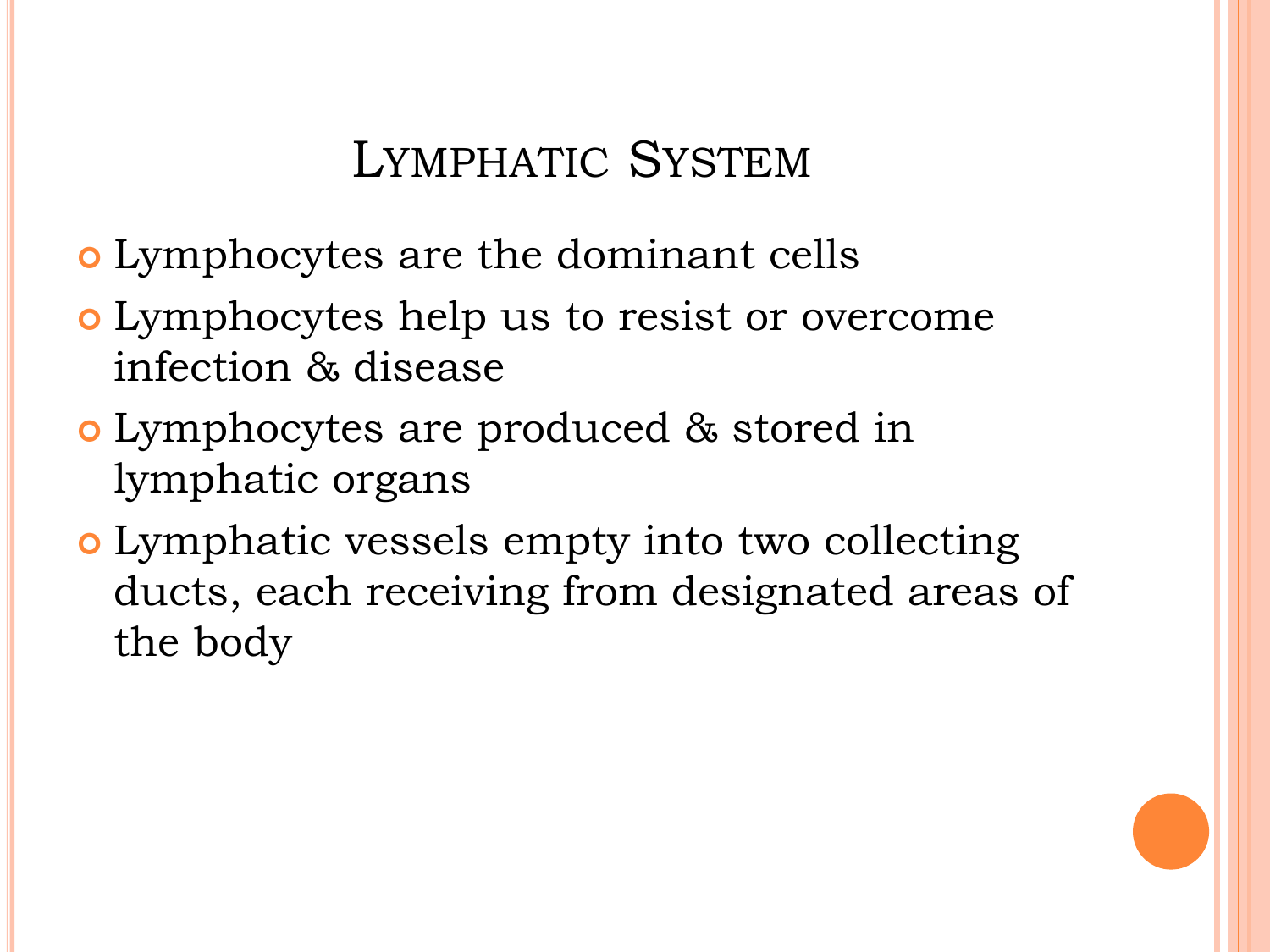# Lymphatic System

- Lymphocytes are the dominant cells
- Lymphocytes help us to resist or overcome infection & disease
- Lymphocytes are produced & stored in lymphatic organs
- Lymphatic vessels empty into two collecting ducts, each receiving from designated areas of the body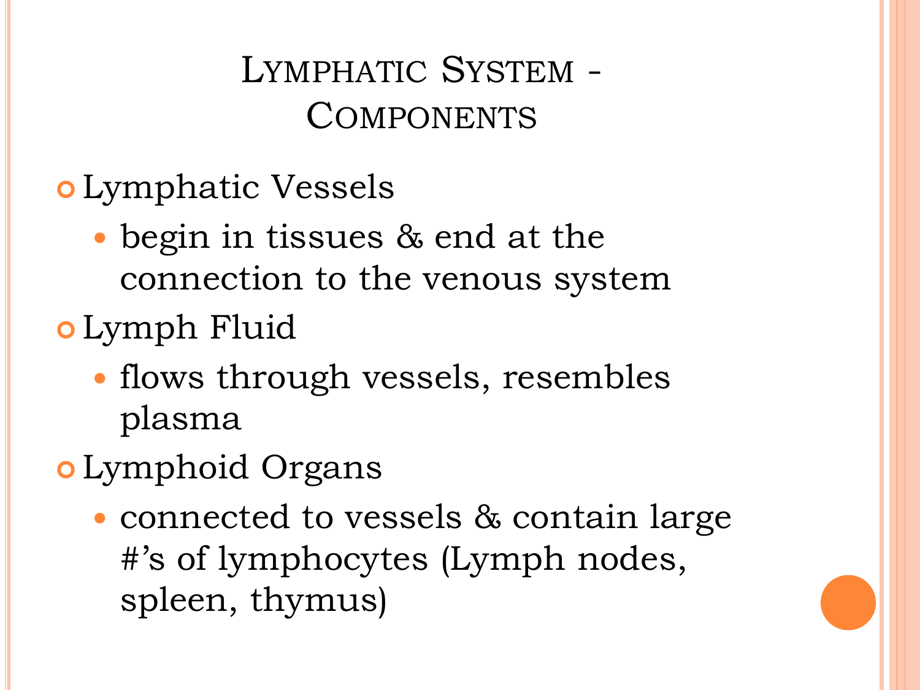# Lymphatic System - Components

- Lymphatic Vessels
  - begin in tissues & end at the connection to the venous system
- Lymph Fluid
  - flows through vessels, resembles plasma
- Lymphoid Organs
  - connected to vessels & contain large #'s of lymphocytes (Lymph nodes, spleen, thymus)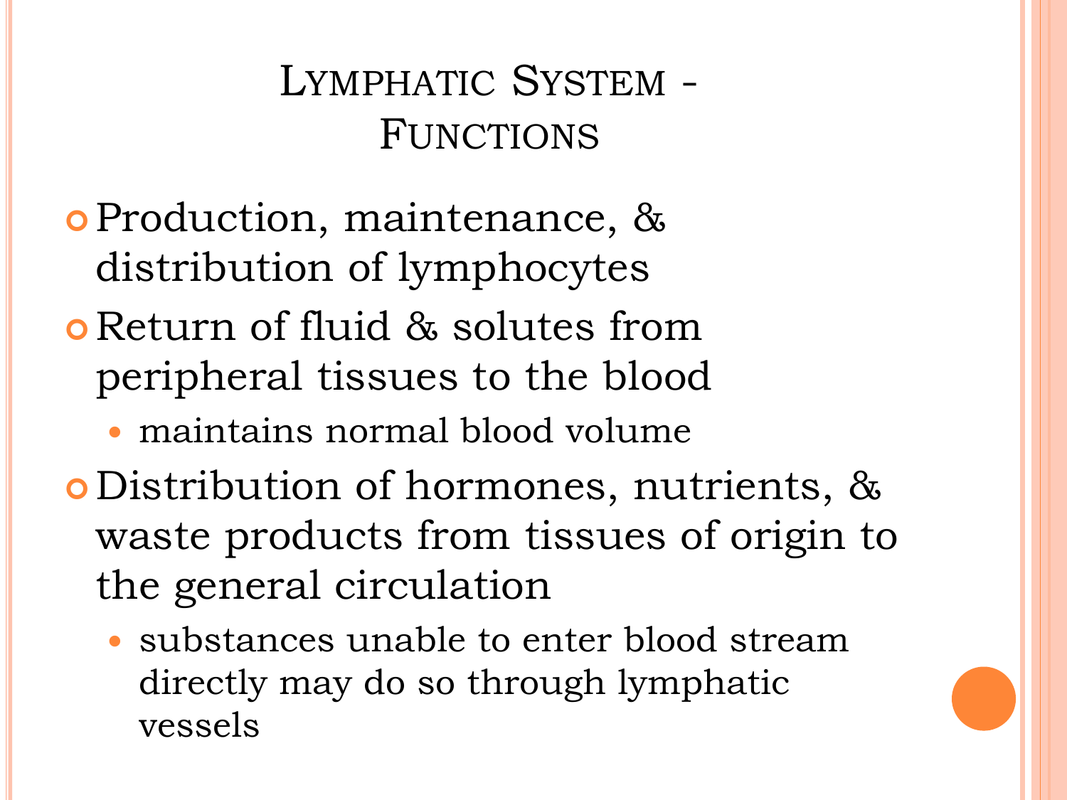# Lymphatic System - Functions

- Production, maintenance, & distribution of lymphocytes
- Return of fluid & solutes from peripheral tissues to the blood
  - maintains normal blood volume
- Distribution of hormones, nutrients, & waste products from tissues of origin to the general circulation
  - substances unable to enter blood stream directly may do so through lymphatic vessels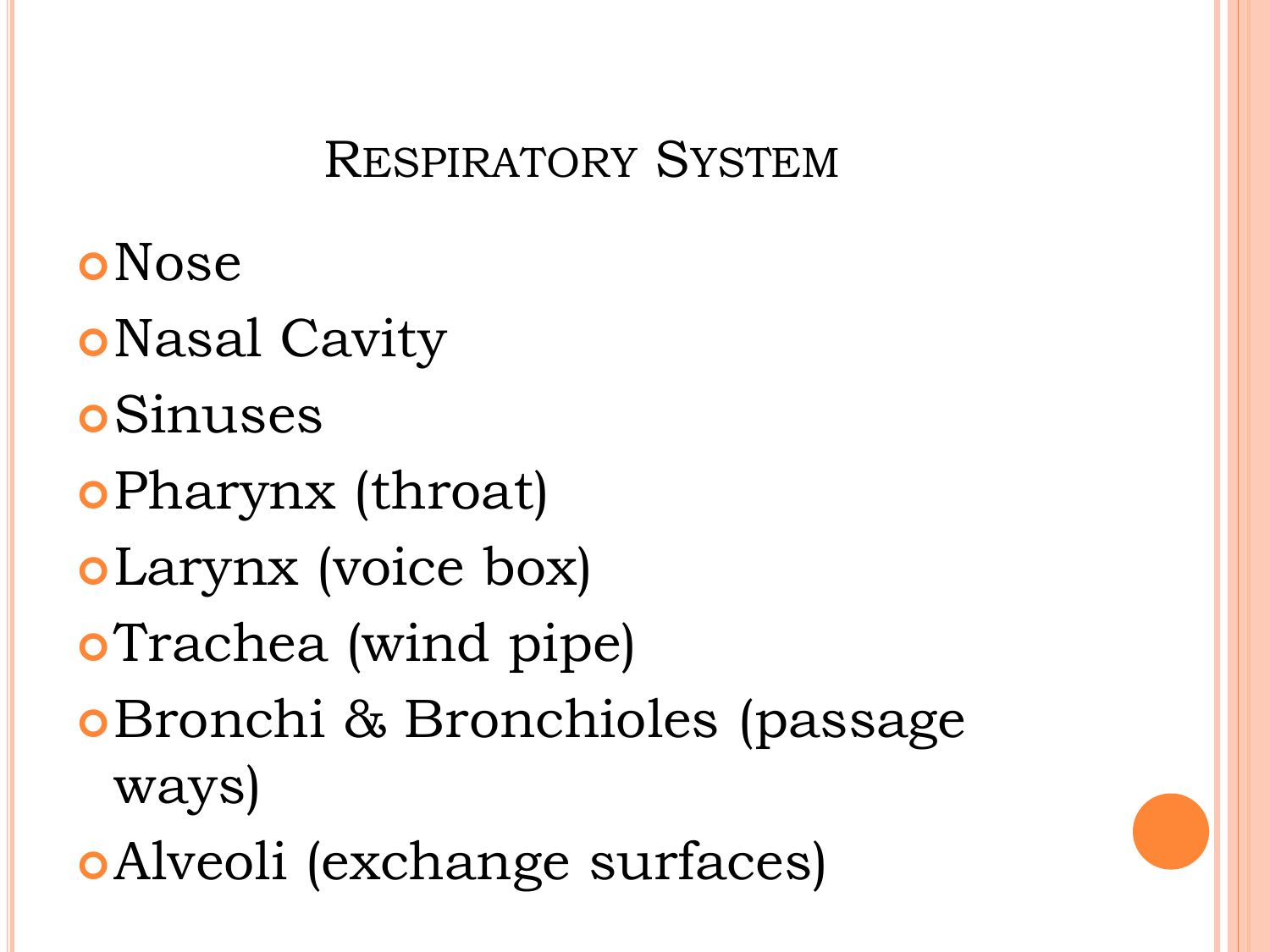# Respiratory System

- Nose
- Nasal Cavity
- Sinuses
- Pharynx (throat)
- Larynx (voice box)
- Trachea (wind pipe)
- Bronchi & Bronchioles (passage ways)
- Alveoli (exchange surfaces)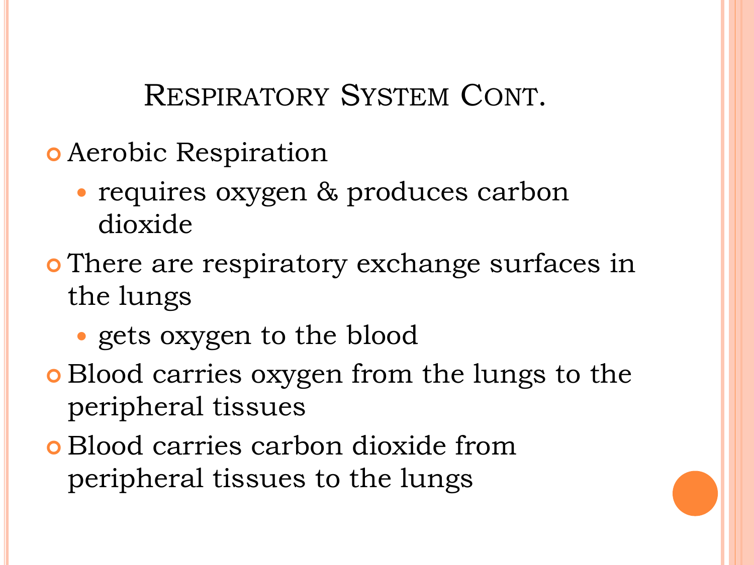# Respiratory System Cont.

- Aerobic Respiration
  - requires oxygen & produces carbon dioxide
- There are respiratory exchange surfaces in the lungs
  - gets oxygen to the blood
- Blood carries oxygen from the lungs to the peripheral tissues
- Blood carries carbon dioxide from peripheral tissues to the lungs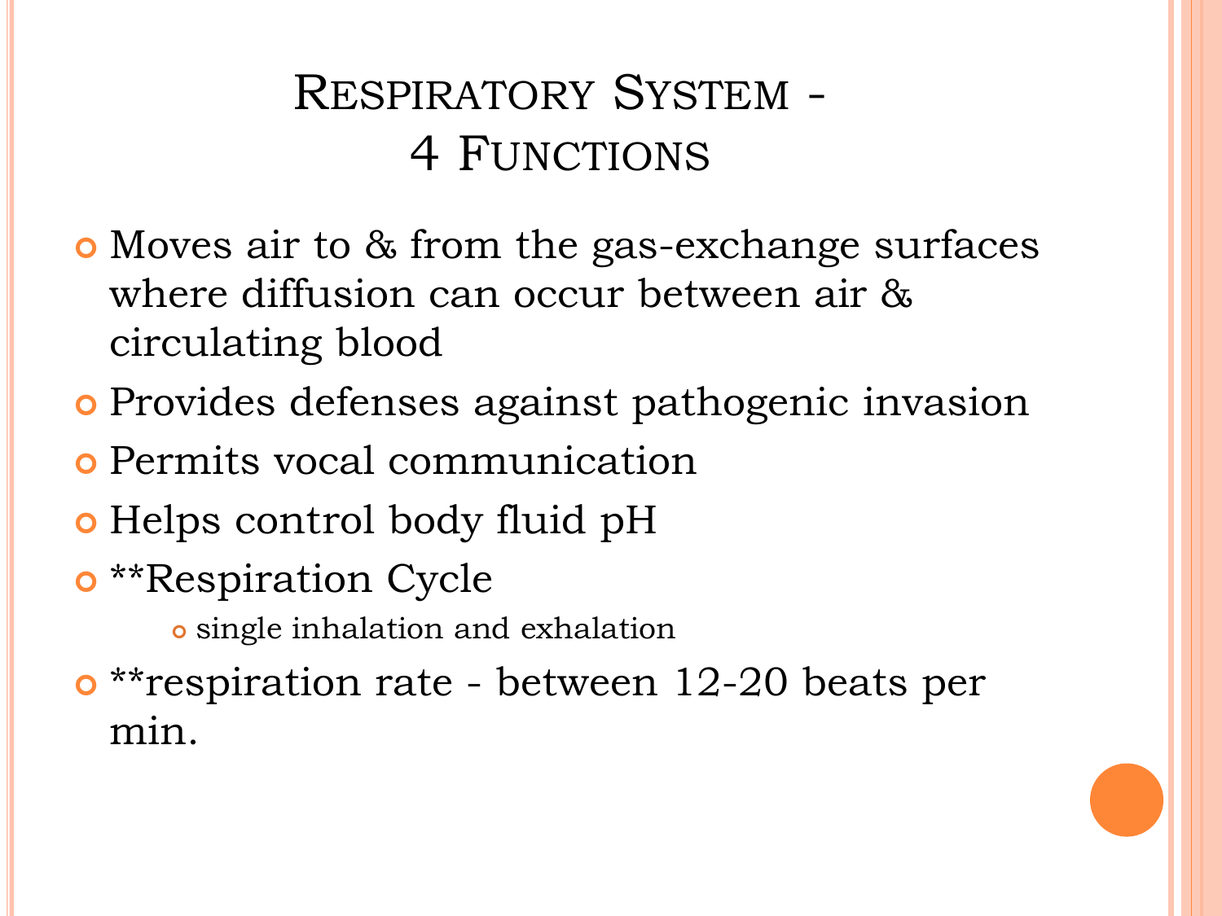# Respiratory System - 4 Functions

- Moves air to & from the gas-exchange surfaces where diffusion can occur between air & circulating blood
- Provides defenses against pathogenic invasion
- Permits vocal communication
- Helps control body fluid pH
- **Respiration Cycle
  - single inhalation and exhalation
- **respiration rate - between 12-20 beats per min.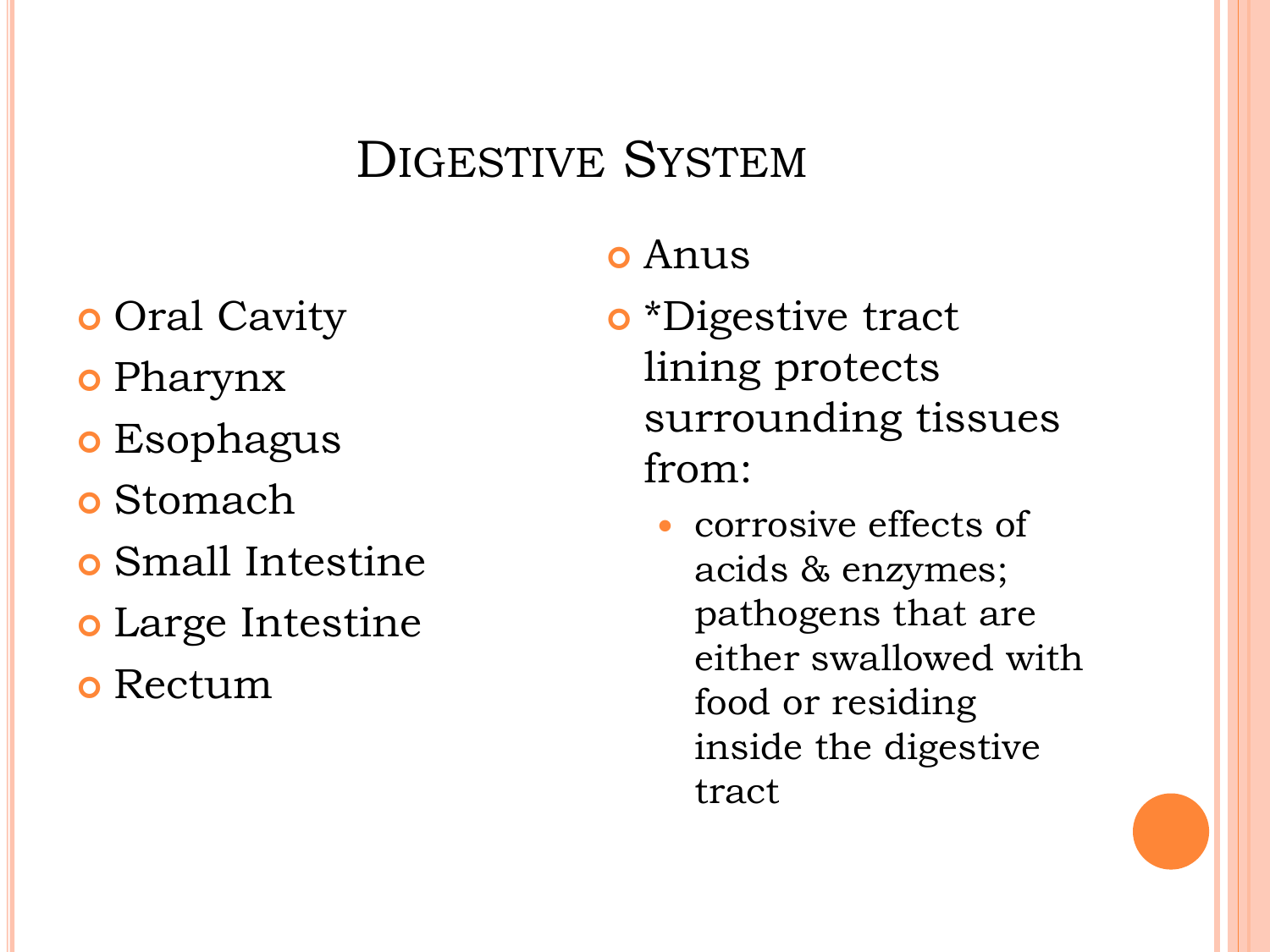# Digestive System

- Oral Cavity
- Pharynx
- Esophagus
- Stomach
- Small Intestine
- Large Intestine
- Rectum
- Anus
- *Digestive tract lining protects surrounding tissues from:
  - corrosive effects of acids & enzymes; pathogens that are either swallowed with food or residing inside the digestive tract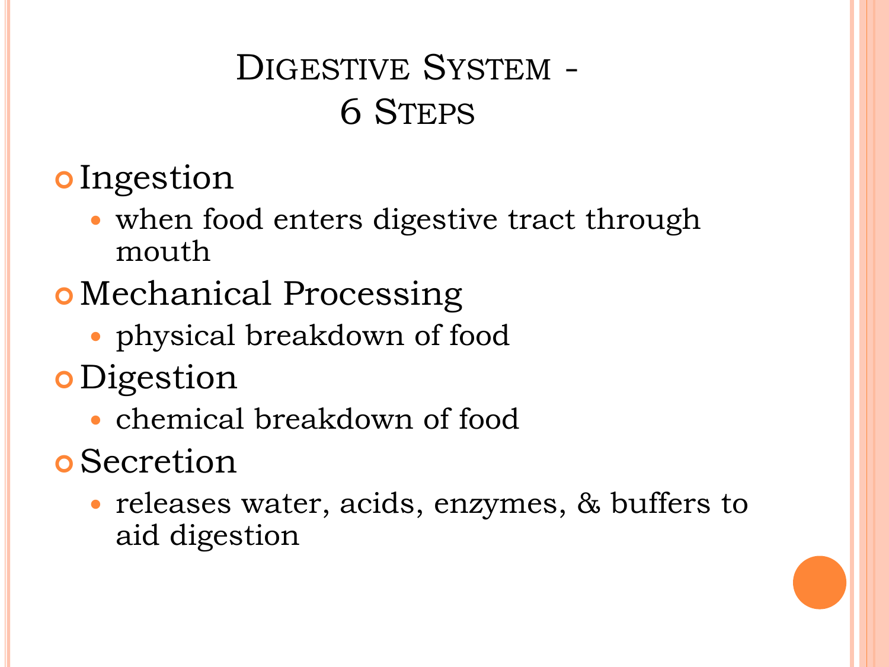# Digestive System - 6 Steps

- Ingestion
  - when food enters digestive tract through mouth
- Mechanical Processing
  - physical breakdown of food
- Digestion
  - chemical breakdown of food
- Secretion
  - releases water, acids, enzymes, & buffers to aid digestion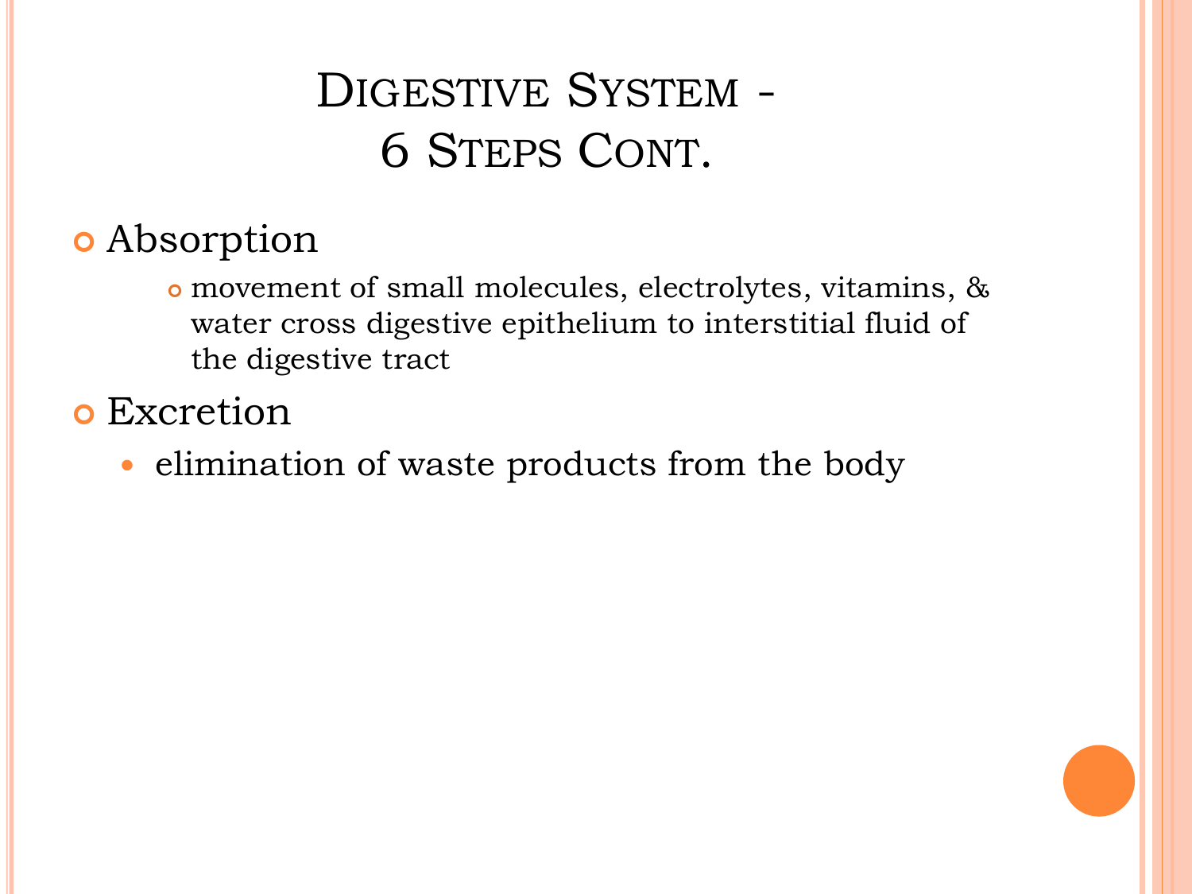# Digestive System - 6 Steps Cont.

- Absorption
  - movement of small molecules, electrolytes, vitamins, & water cross digestive epithelium to interstitial fluid of the digestive tract
- Excretion
  - elimination of waste products from the body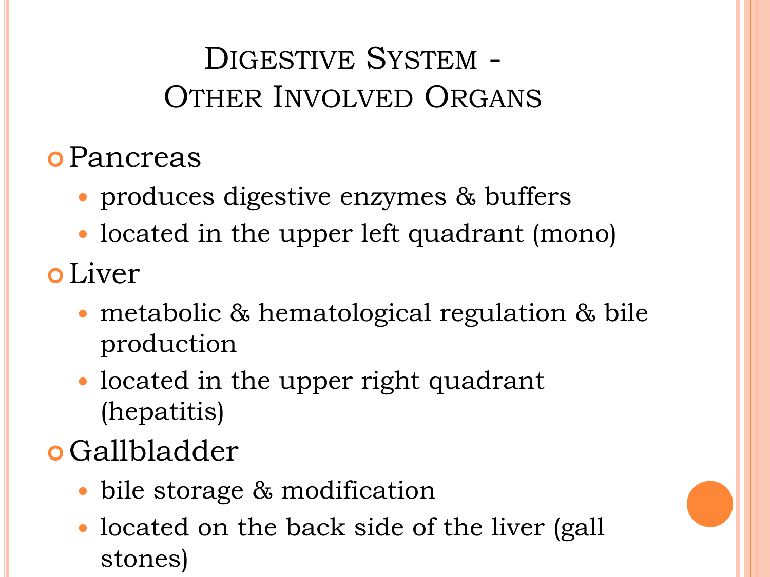# Digestive System - Other Involved Organs

- Pancreas
  - produces digestive enzymes & buffers
  - located in the upper left quadrant (mono)
- Liver
  - metabolic & hematological regulation & bile production
  - located in the upper right quadrant (hepatitis)
- Gallbladder
  - bile storage & modification
  - located on the back side of the liver (gall stones)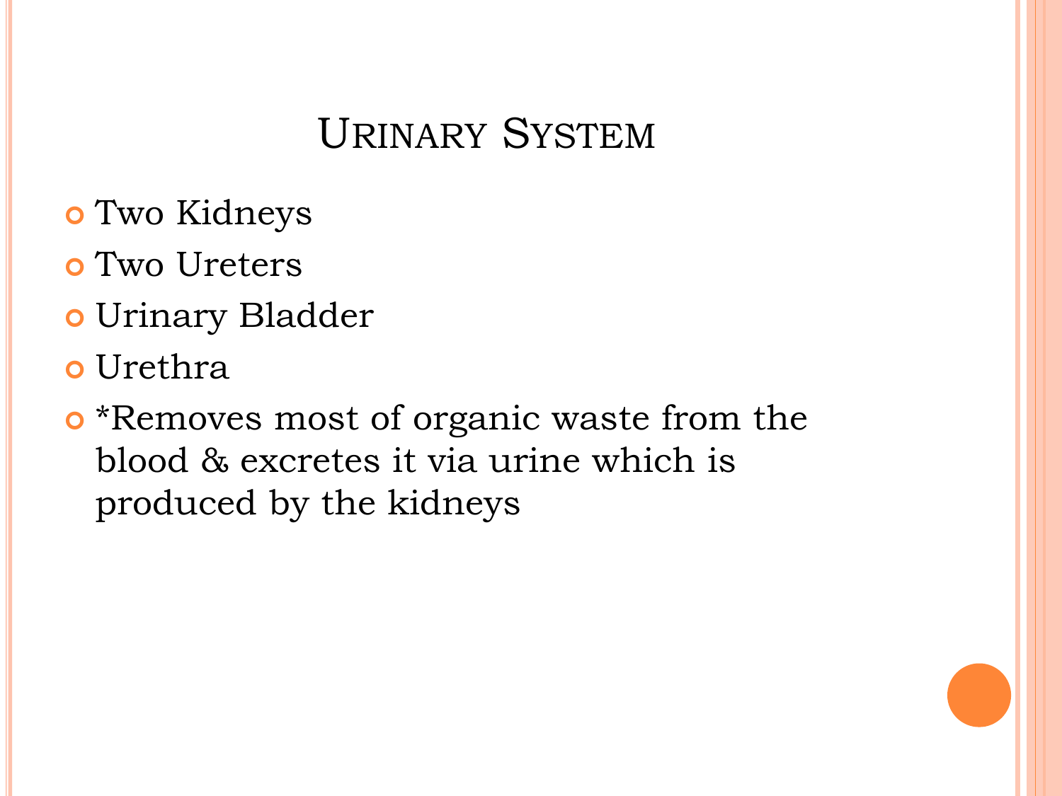# Urinary System

- Two Kidneys
- Two Ureters
- Urinary Bladder
- Urethra
- *Removes most of organic waste from the blood & excretes it via urine which is produced by the kidneys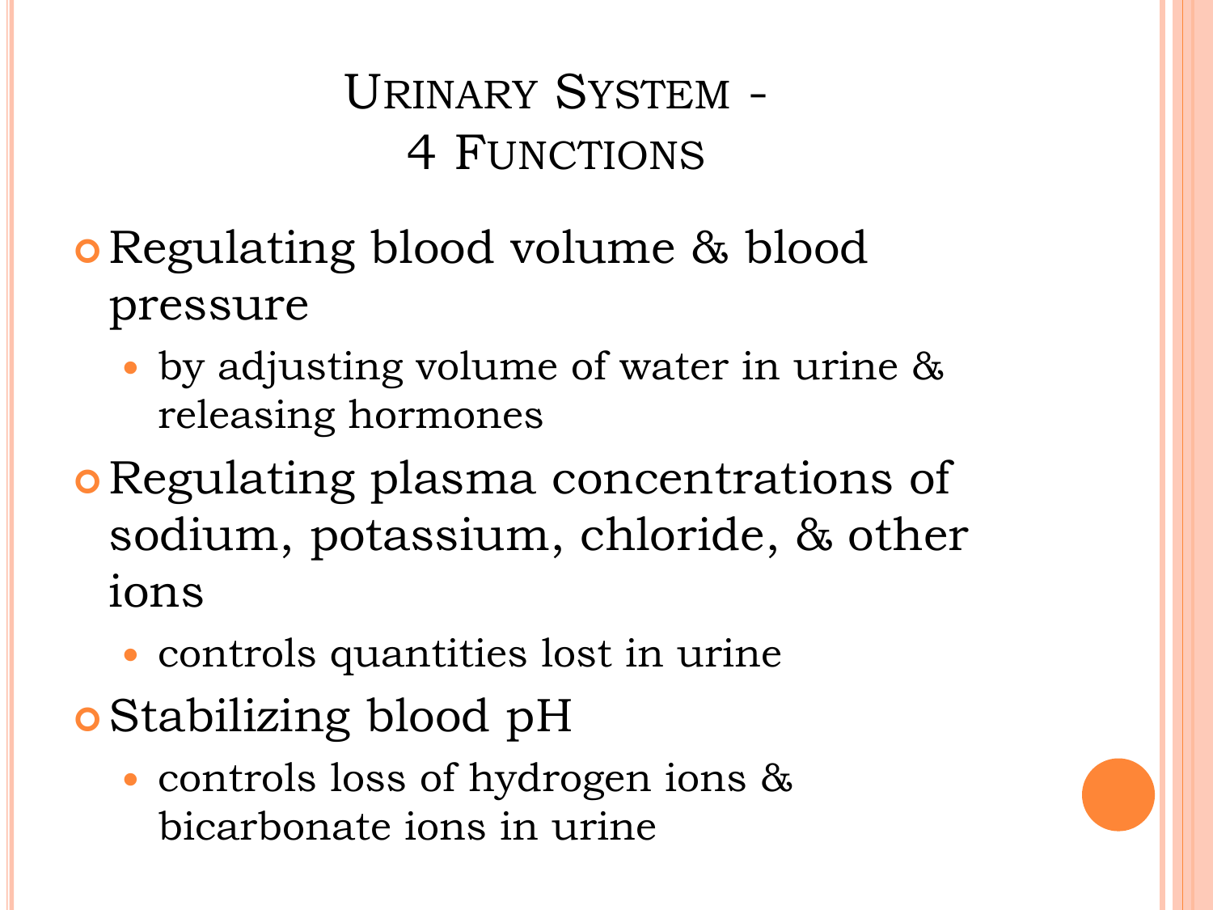# Urinary System - 4 Functions

- Regulating blood volume & blood pressure
  - by adjusting volume of water in urine & releasing hormones
- Regulating plasma concentrations of sodium, potassium, chloride, & other ions
  - controls quantities lost in urine
- Stabilizing blood pH
  - controls loss of hydrogen ions & bicarbonate ions in urine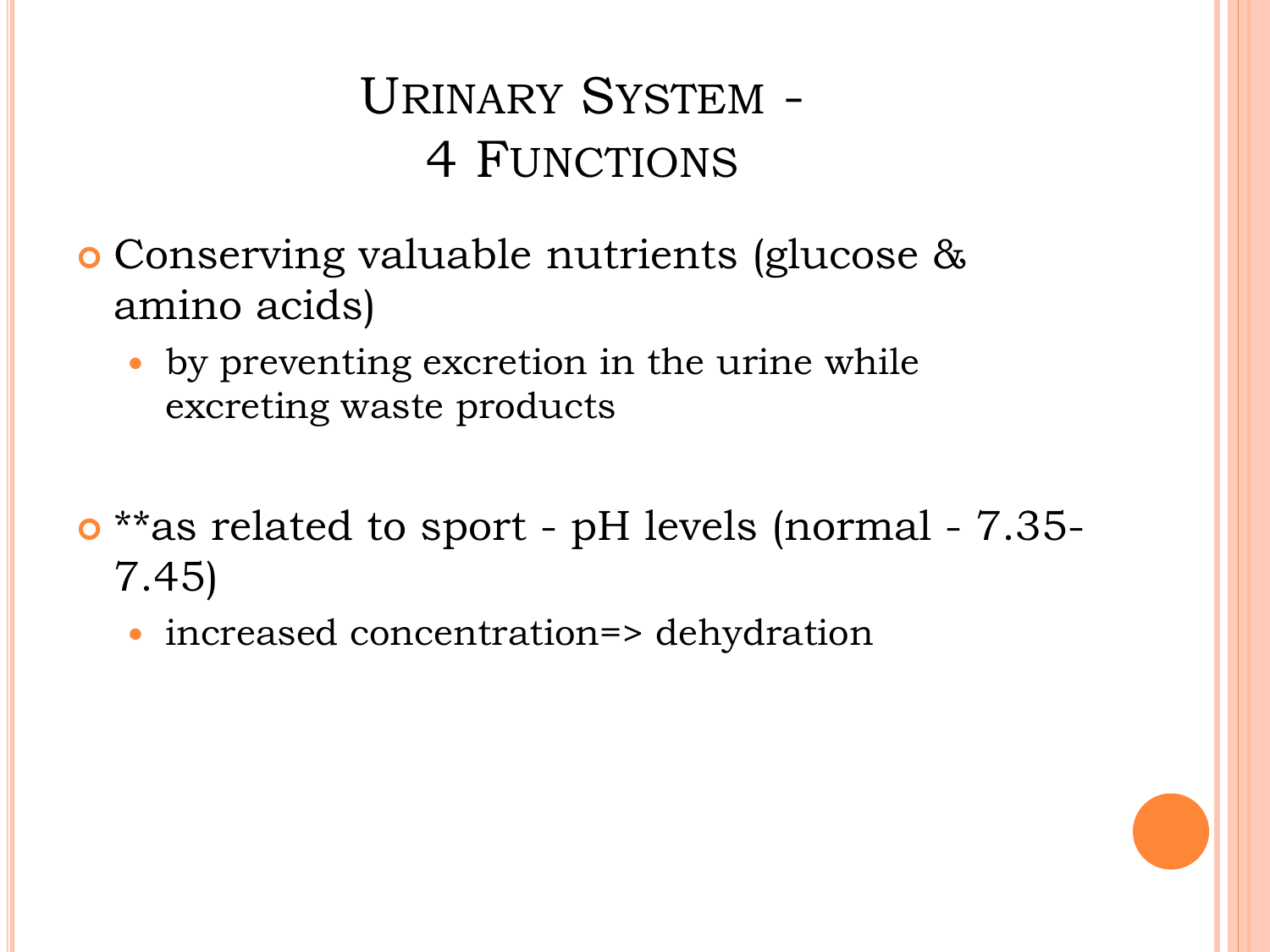# Urinary System - 4 Functions

- Conserving valuable nutrients (glucose & amino acids)
  - by preventing excretion in the urine while excreting waste products

- **as related to sport - pH levels (normal - 7.35-7.45)
  - increased concentration=> dehydration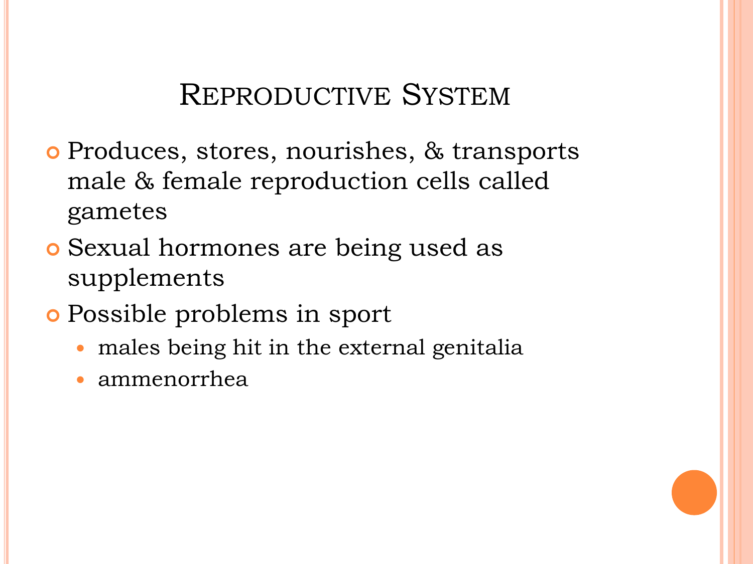# Reproductive System

- Produces, stores, nourishes, & transports male & female reproduction cells called gametes
- Sexual hormones are being used as supplements
- Possible problems in sport
  - males being hit in the external genitalia
  - ammenorrhea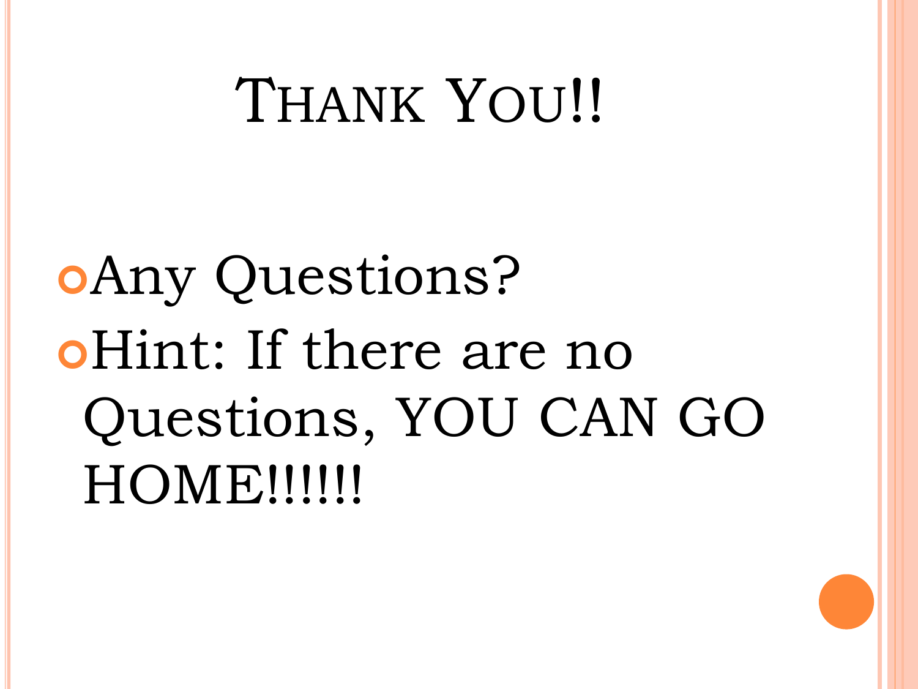# Thank You!!

- Any Questions?
- Hint: If there are no Questions, YOU CAN GO HOME!!!!!!